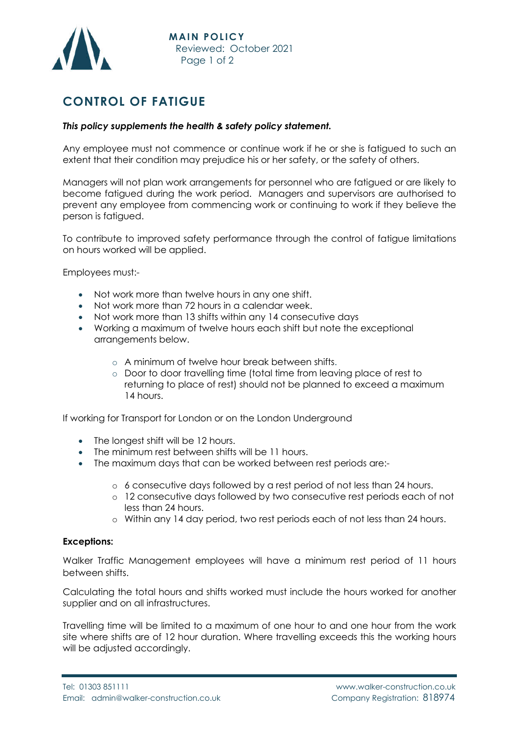# CONTROL OF FATIGUE

***This policy supplements the health & safety policy statement.***

Any employee must not commence or continue work if he or she is fatigued to such an extent that their condition may prejudice his or her safety, or the safety of others.

Managers will not plan work arrangements for personnel who are fatigued or are likely to become fatigued during the work period. Managers and supervisors are authorised to prevent any employee from commencing work or continuing to work if they believe the person is fatigued.

To contribute to improved safety performance through the control of fatigue limitations on hours worked will be applied.

Employees must:-

- Not work more than twelve hours in any one shift.
- Not work more than 72 hours in a calendar week.
- Not work more than 13 shifts within any 14 consecutive days
- Working a maximum of twelve hours each shift but note the exceptional arrangements below.
    - A minimum of twelve hour break between shifts.
    - Door to door travelling time (total time from leaving place of rest to returning to place of rest) should not be planned to exceed a maximum 14 hours.

If working for Transport for London or on the London Underground

- The longest shift will be 12 hours.
- The minimum rest between shifts will be 11 hours.
- The maximum days that can be worked between rest periods are:-
    - 6 consecutive days followed by a rest period of not less than 24 hours.
    - 12 consecutive days followed by two consecutive rest periods each of not less than 24 hours.
    - Within any 14 day period, two rest periods each of not less than 24 hours.

**Exceptions:**

Walker Traffic Management employees will have a minimum rest period of 11 hours between shifts.

Calculating the total hours and shifts worked must include the hours worked for another supplier and on all infrastructures.

Travelling time will be limited to a maximum of one hour to and one hour from the work site where shifts are of 12 hour duration. Where travelling exceeds this the working hours will be adjusted accordingly.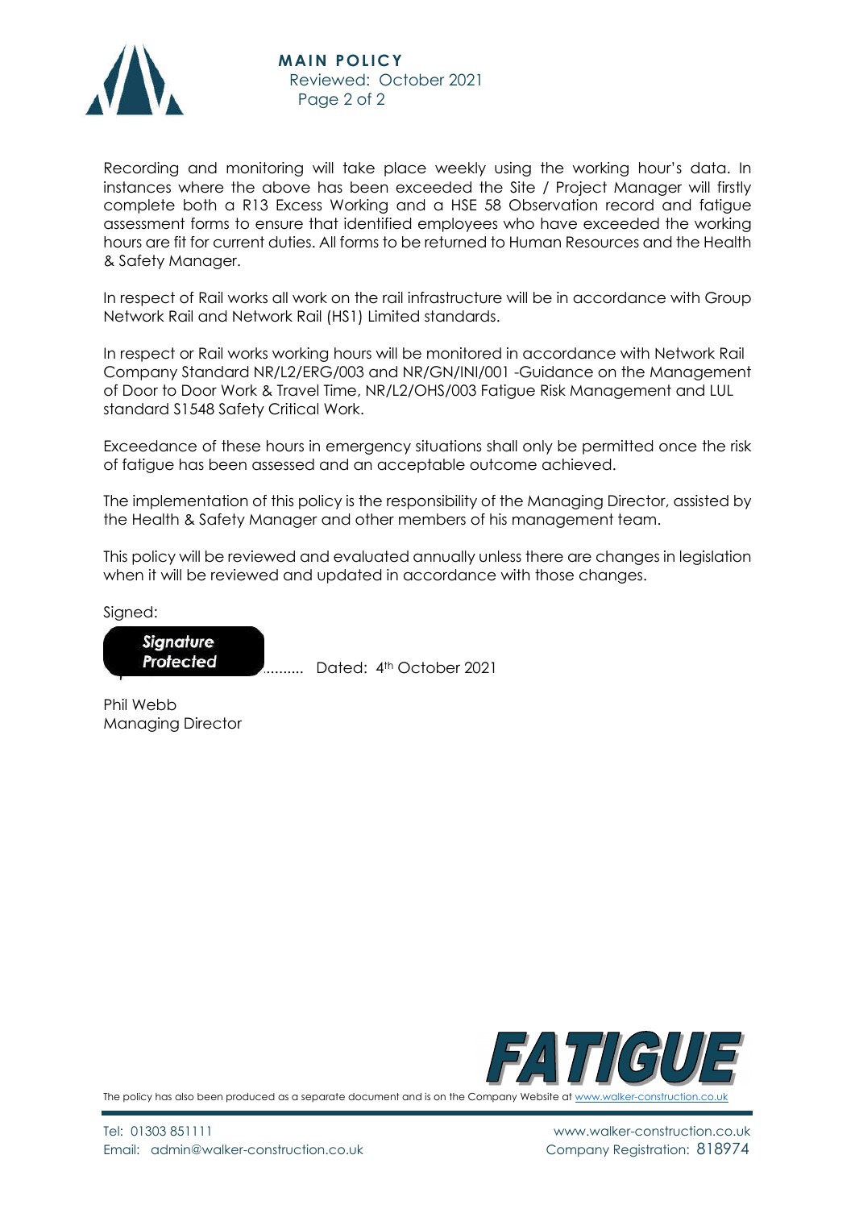Recording and monitoring will take place weekly using the working hour's data. In instances where the above has been exceeded the Site / Project Manager will firstly complete both a R13 Excess Working and a HSE 58 Observation record and fatigue assessment forms to ensure that identified employees who have exceeded the working hours are fit for current duties. All forms to be returned to Human Resources and the Health & Safety Manager.

In respect of Rail works all work on the rail infrastructure will be in accordance with Group Network Rail and Network Rail (HS1) Limited standards.

In respect or Rail works working hours will be monitored in accordance with Network Rail Company Standard NR/L2/ERG/003 and NR/GN/INI/001 -Guidance on the Management of Door to Door Work & Travel Time, NR/L2/OHS/003 Fatigue Risk Management and LUL standard S1548 Safety Critical Work.

Exceedance of these hours in emergency situations shall only be permitted once the risk of fatigue has been assessed and an acceptable outcome achieved.

The implementation of this policy is the responsibility of the Managing Director, assisted by the Health & Safety Manager and other members of his management team.

This policy will be reviewed and evaluated annually unless there are changes in legislation when it will be reviewed and updated in accordance with those changes.

Signed:

Signature Protected .......... Dated: 4th October 2021

Phil Webb
Managing Director

The policy has also been produced as a separate document and is on the Company Website at www.walker-construction.co.uk